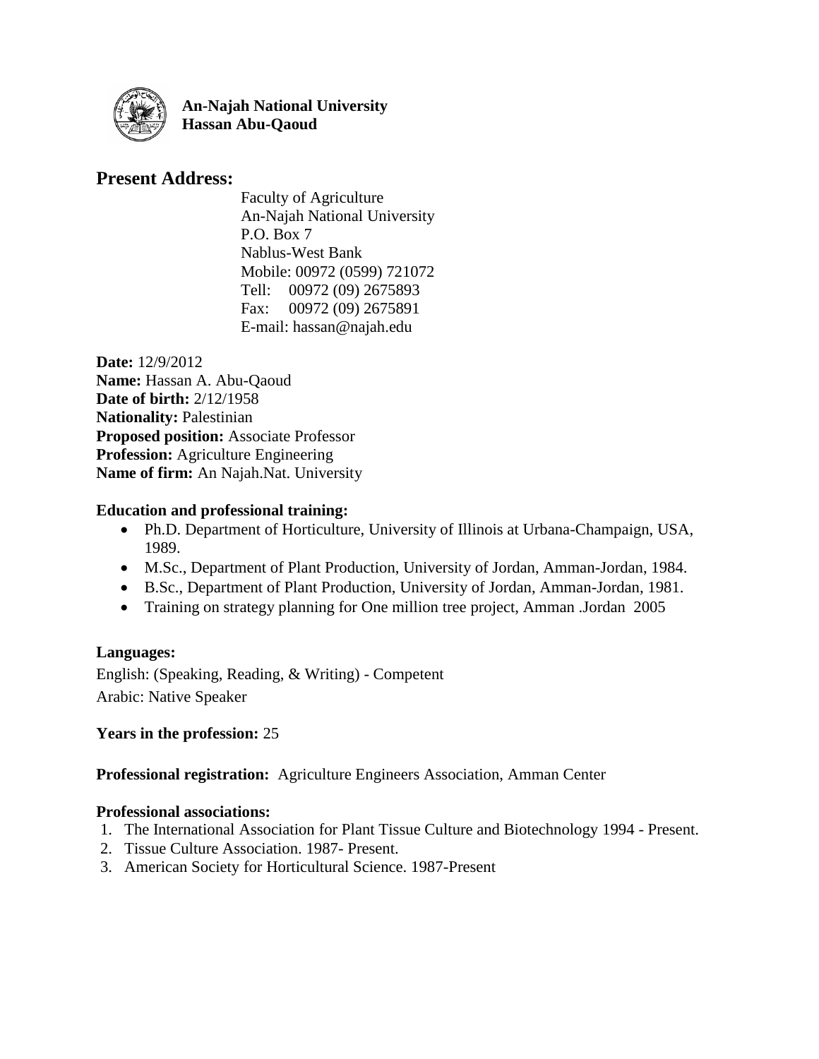**An-Najah National University**
**Hassan Abu-Qaoud**

## Present Address:

Faculty of Agriculture
An-Najah National University
P.O. Box 7
Nablus-West Bank
Mobile: 00972 (0599) 721072
Tell: 00972 (09) 2675893
Fax: 00972 (09) 2675891
E-mail: hassan@najah.edu

**Date:** 12/9/2012
**Name:** Hassan A. Abu-Qaoud
**Date of birth:** 2/12/1958
**Nationality:** Palestinian
**Proposed position:** Associate Professor
**Profession:** Agriculture Engineering
**Name of firm:** An Najah.Nat. University

**Education and professional training:**

- Ph.D. Department of Horticulture, University of Illinois at Urbana-Champaign, USA, 1989.
- M.Sc., Department of Plant Production, University of Jordan, Amman-Jordan, 1984.
- B.Sc., Department of Plant Production, University of Jordan, Amman-Jordan, 1981.
- Training on strategy planning for One million tree project, Amman .Jordan 2005

**Languages:**

English: (Speaking, Reading, & Writing) - Competent
Arabic: Native Speaker

**Years in the profession:** 25

**Professional registration:** Agriculture Engineers Association, Amman Center

**Professional associations:**

1. The International Association for Plant Tissue Culture and Biotechnology 1994 - Present.
2. Tissue Culture Association. 1987- Present.
3. American Society for Horticultural Science. 1987-Present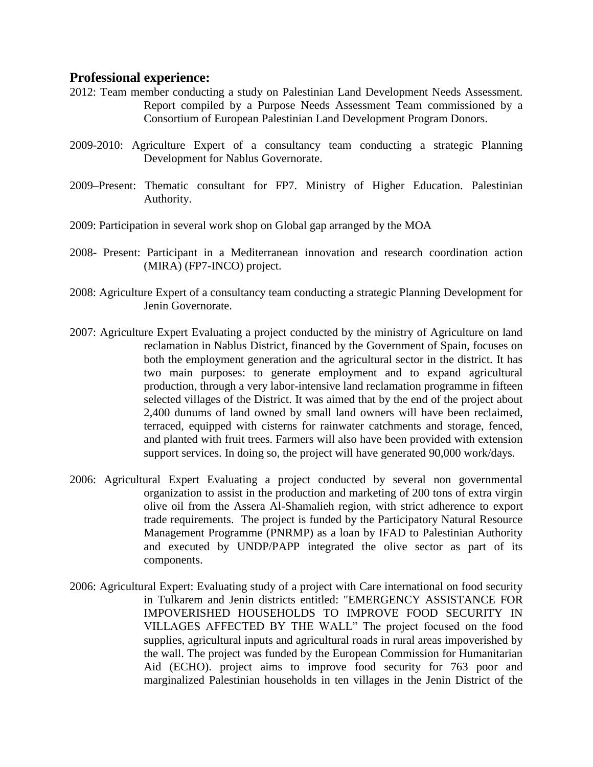## Professional experience:

2012: Team member conducting a study on Palestinian Land Development Needs Assessment. Report compiled by a Purpose Needs Assessment Team commissioned by a Consortium of European Palestinian Land Development Program Donors.

2009-2010: Agriculture Expert of a consultancy team conducting a strategic Planning Development for Nablus Governorate.

2009–Present: Thematic consultant for FP7. Ministry of Higher Education. Palestinian Authority.

2009: Participation in several work shop on Global gap arranged by the MOA

2008- Present: Participant in a Mediterranean innovation and research coordination action (MIRA) (FP7-INCO) project.

2008: Agriculture Expert of a consultancy team conducting a strategic Planning Development for Jenin Governorate.

2007: Agriculture Expert Evaluating a project conducted by the ministry of Agriculture on land reclamation in Nablus District, financed by the Government of Spain, focuses on both the employment generation and the agricultural sector in the district. It has two main purposes: to generate employment and to expand agricultural production, through a very labor-intensive land reclamation programme in fifteen selected villages of the District. It was aimed that by the end of the project about 2,400 dunums of land owned by small land owners will have been reclaimed, terraced, equipped with cisterns for rainwater catchments and storage, fenced, and planted with fruit trees. Farmers will also have been provided with extension support services. In doing so, the project will have generated 90,000 work/days.

2006: Agricultural Expert Evaluating a project conducted by several non governmental organization to assist in the production and marketing of 200 tons of extra virgin olive oil from the Assera Al-Shamalieh region, with strict adherence to export trade requirements. The project is funded by the Participatory Natural Resource Management Programme (PNRMP) as a loan by IFAD to Palestinian Authority and executed by UNDP/PAPP integrated the olive sector as part of its components.

2006: Agricultural Expert: Evaluating study of a project with Care international on food security in Tulkarem and Jenin districts entitled: "EMERGENCY ASSISTANCE FOR IMPOVERISHED HOUSEHOLDS TO IMPROVE FOOD SECURITY IN VILLAGES AFFECTED BY THE WALL" The project focused on the food supplies, agricultural inputs and agricultural roads in rural areas impoverished by the wall. The project was funded by the European Commission for Humanitarian Aid (ECHO). project aims to improve food security for 763 poor and marginalized Palestinian households in ten villages in the Jenin District of the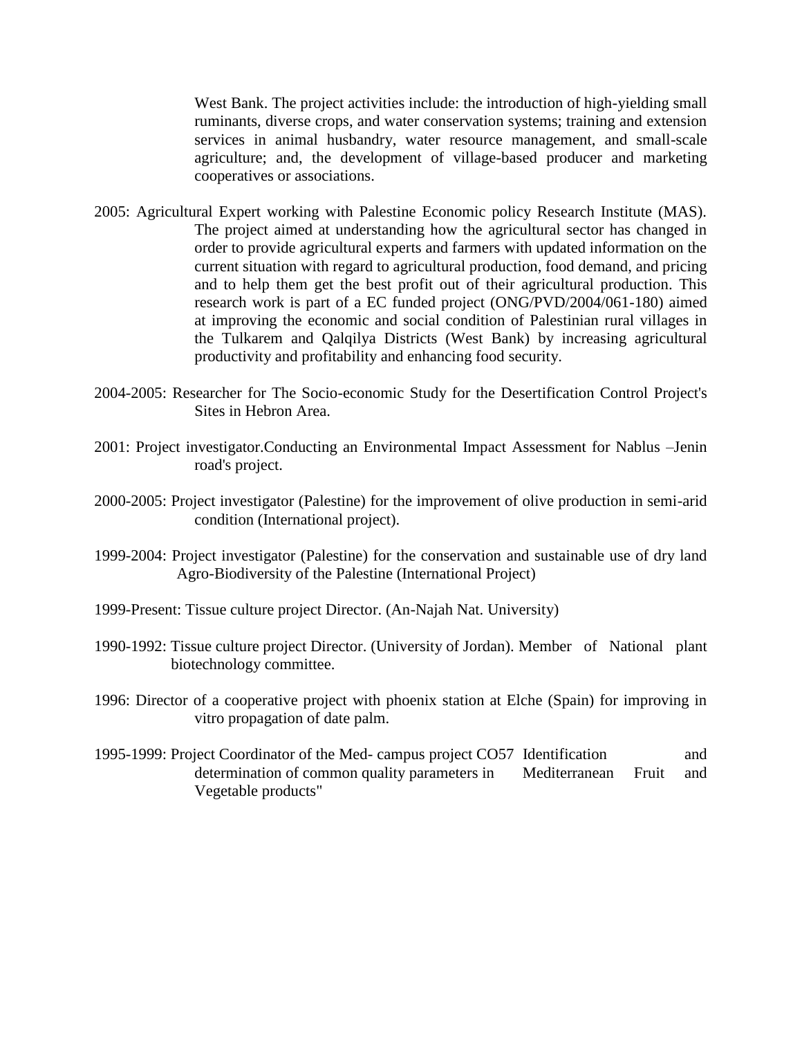West Bank. The project activities include: the introduction of high-yielding small ruminants, diverse crops, and water conservation systems; training and extension services in animal husbandry, water resource management, and small-scale agriculture; and, the development of village-based producer and marketing cooperatives or associations.

2005: Agricultural Expert working with Palestine Economic policy Research Institute (MAS). The project aimed at understanding how the agricultural sector has changed in order to provide agricultural experts and farmers with updated information on the current situation with regard to agricultural production, food demand, and pricing and to help them get the best profit out of their agricultural production. This research work is part of a EC funded project (ONG/PVD/2004/061-180) aimed at improving the economic and social condition of Palestinian rural villages in the Tulkarem and Qalqilya Districts (West Bank) by increasing agricultural productivity and profitability and enhancing food security.

2004-2005: Researcher for The Socio-economic Study for the Desertification Control Project's Sites in Hebron Area.

2001: Project investigator.Conducting an Environmental Impact Assessment for Nablus –Jenin road's project.

2000-2005: Project investigator (Palestine) for the improvement of olive production in semi-arid condition (International project).

1999-2004: Project investigator (Palestine) for the conservation and sustainable use of dry land Agro-Biodiversity of the Palestine (International Project)

1999-Present: Tissue culture project Director. (An-Najah Nat. University)

1990-1992: Tissue culture project Director. (University of Jordan). Member of National plant biotechnology committee.

1996: Director of a cooperative project with phoenix station at Elche (Spain) for improving in vitro propagation of date palm.

1995-1999: Project Coordinator of the Med- campus project CO57 Identification and determination of common quality parameters in Mediterranean Fruit and Vegetable products"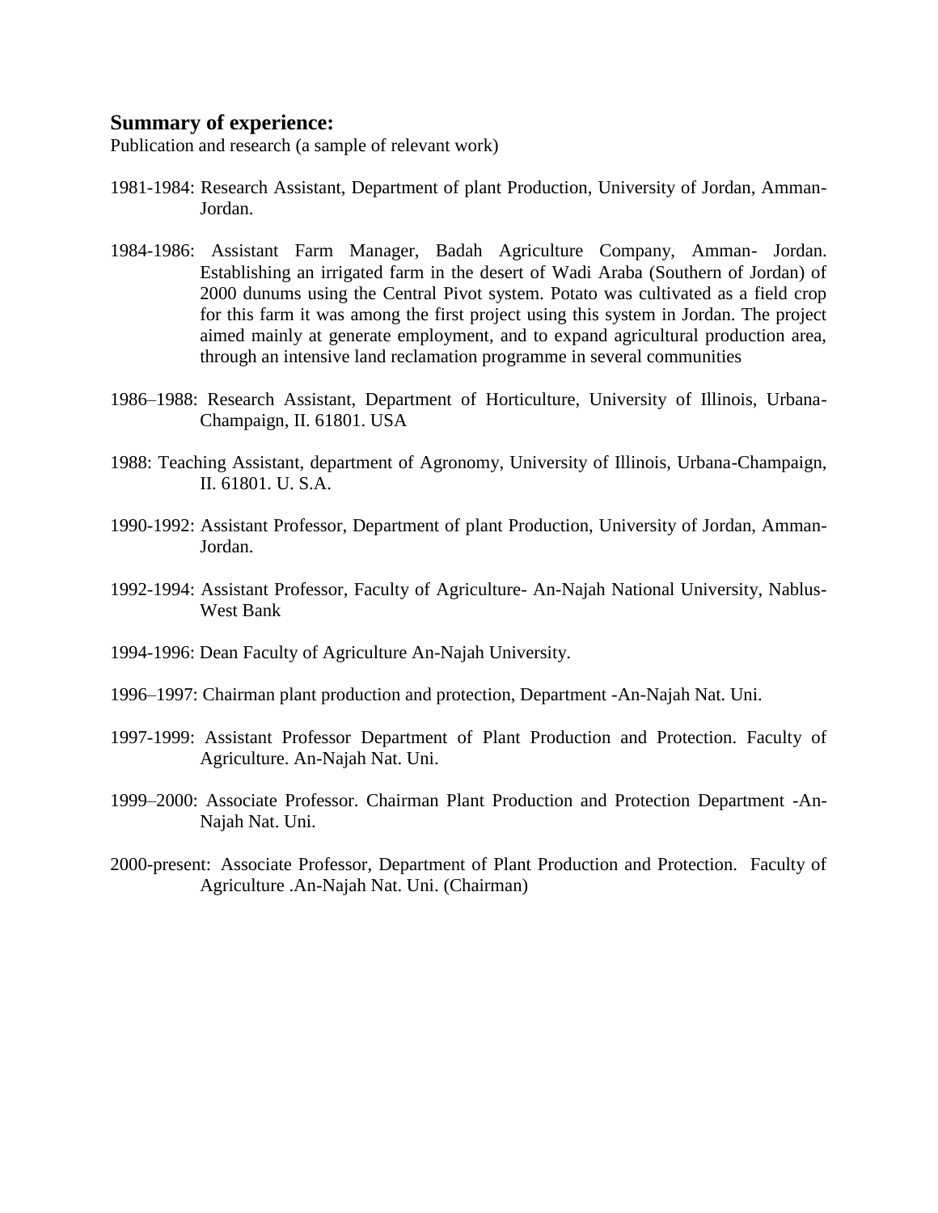## Summary of experience:

Publication and research (a sample of relevant work)

1981-1984: Research Assistant, Department of plant Production, University of Jordan, Amman-Jordan.

1984-1986: Assistant Farm Manager, Badah Agriculture Company, Amman- Jordan. Establishing an irrigated farm in the desert of Wadi Araba (Southern of Jordan) of 2000 dunums using the Central Pivot system. Potato was cultivated as a field crop for this farm it was among the first project using this system in Jordan. The project aimed mainly at generate employment, and to expand agricultural production area, through an intensive land reclamation programme in several communities

1986–1988: Research Assistant, Department of Horticulture, University of Illinois, Urbana-Champaign, II. 61801. USA

1988: Teaching Assistant, department of Agronomy, University of Illinois, Urbana-Champaign, II. 61801. U. S.A.

1990-1992: Assistant Professor, Department of plant Production, University of Jordan, Amman-Jordan.

1992-1994: Assistant Professor, Faculty of Agriculture- An-Najah National University, Nablus-West Bank

1994-1996: Dean Faculty of Agriculture An-Najah University.

1996–1997: Chairman plant production and protection, Department -An-Najah Nat. Uni.

1997-1999: Assistant Professor Department of Plant Production and Protection. Faculty of Agriculture. An-Najah Nat. Uni.

1999–2000: Associate Professor. Chairman Plant Production and Protection Department -An-Najah Nat. Uni.

2000-present: Associate Professor, Department of Plant Production and Protection. Faculty of Agriculture .An-Najah Nat. Uni. (Chairman)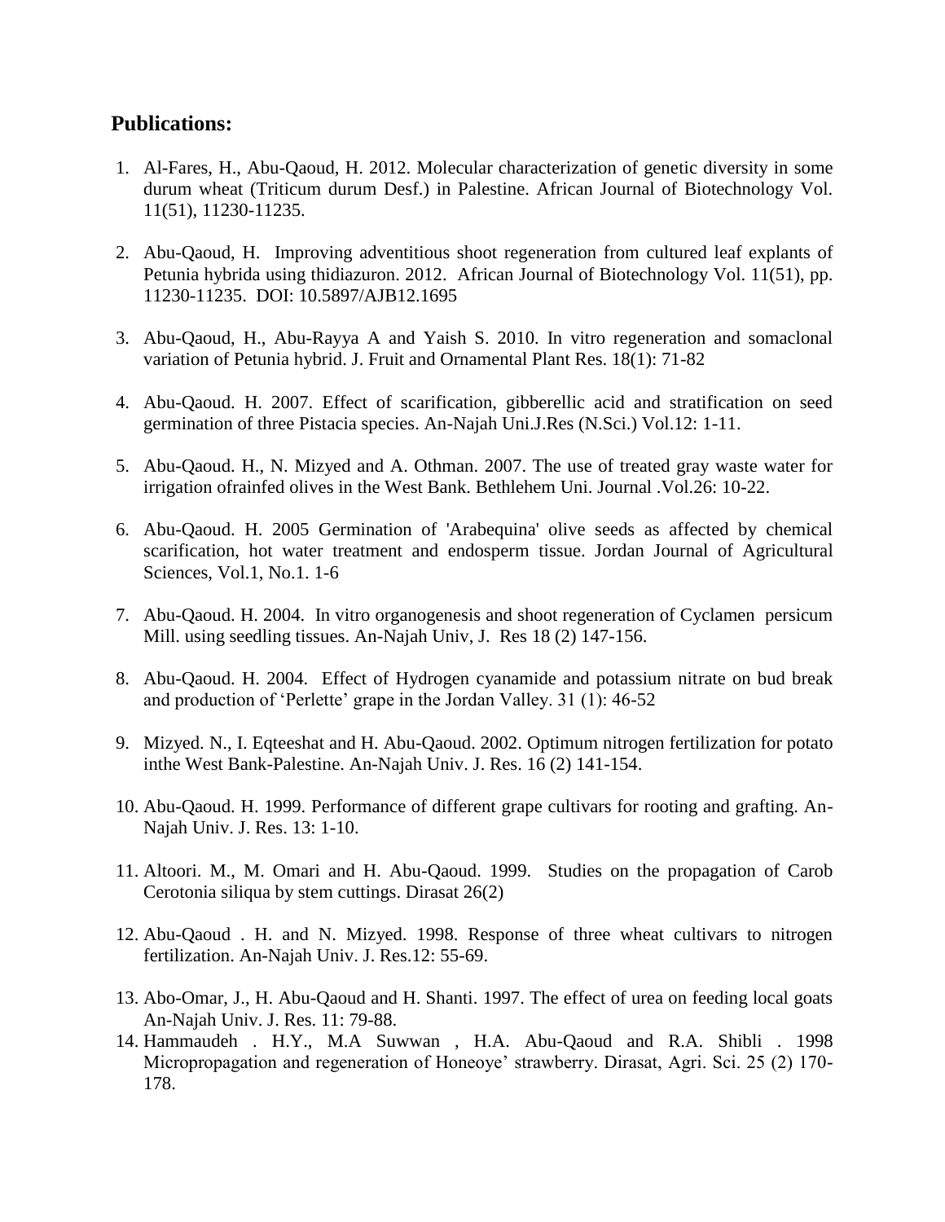## Publications:

1. Al-Fares, H., Abu-Qaoud, H. 2012. Molecular characterization of genetic diversity in some durum wheat (Triticum durum Desf.) in Palestine. African Journal of Biotechnology Vol. 11(51), 11230-11235.

2. Abu-Qaoud, H. Improving adventitious shoot regeneration from cultured leaf explants of Petunia hybrida using thidiazuron. 2012. African Journal of Biotechnology Vol. 11(51), pp. 11230-11235. DOI: 10.5897/AJB12.1695

3. Abu-Qaoud, H., Abu-Rayya A and Yaish S. 2010. In vitro regeneration and somaclonal variation of Petunia hybrid. J. Fruit and Ornamental Plant Res. 18(1): 71-82

4. Abu-Qaoud. H. 2007. Effect of scarification, gibberellic acid and stratification on seed germination of three Pistacia species. An-Najah Uni.J.Res (N.Sci.) Vol.12: 1-11.

5. Abu-Qaoud. H., N. Mizyed and A. Othman. 2007. The use of treated gray waste water for irrigation ofrainfed olives in the West Bank. Bethlehem Uni. Journal .Vol.26: 10-22.

6. Abu-Qaoud. H. 2005 Germination of 'Arabequina' olive seeds as affected by chemical scarification, hot water treatment and endosperm tissue. Jordan Journal of Agricultural Sciences, Vol.1, No.1. 1-6

7. Abu-Qaoud. H. 2004. In vitro organogenesis and shoot regeneration of Cyclamen persicum Mill. using seedling tissues. An-Najah Univ, J. Res 18 (2) 147-156.

8. Abu-Qaoud. H. 2004. Effect of Hydrogen cyanamide and potassium nitrate on bud break and production of 'Perlette' grape in the Jordan Valley. 31 (1): 46-52

9. Mizyed. N., I. Eqteeshat and H. Abu-Qaoud. 2002. Optimum nitrogen fertilization for potato inthe West Bank-Palestine. An-Najah Univ. J. Res. 16 (2) 141-154.

10. Abu-Qaoud. H. 1999. Performance of different grape cultivars for rooting and grafting. An-Najah Univ. J. Res. 13: 1-10.

11. Altoori. M., M. Omari and H. Abu-Qaoud. 1999. Studies on the propagation of Carob Cerotonia siliqua by stem cuttings. Dirasat 26(2)

12. Abu-Qaoud . H. and N. Mizyed. 1998. Response of three wheat cultivars to nitrogen fertilization. An-Najah Univ. J. Res.12: 55-69.

13. Abo-Omar, J., H. Abu-Qaoud and H. Shanti. 1997. The effect of urea on feeding local goats An-Najah Univ. J. Res. 11: 79-88.

14. Hammaudeh . H.Y., M.A Suwwan , H.A. Abu-Qaoud and R.A. Shibli . 1998 Micropropagation and regeneration of Honeoye' strawberry. Dirasat, Agri. Sci. 25 (2) 170-178.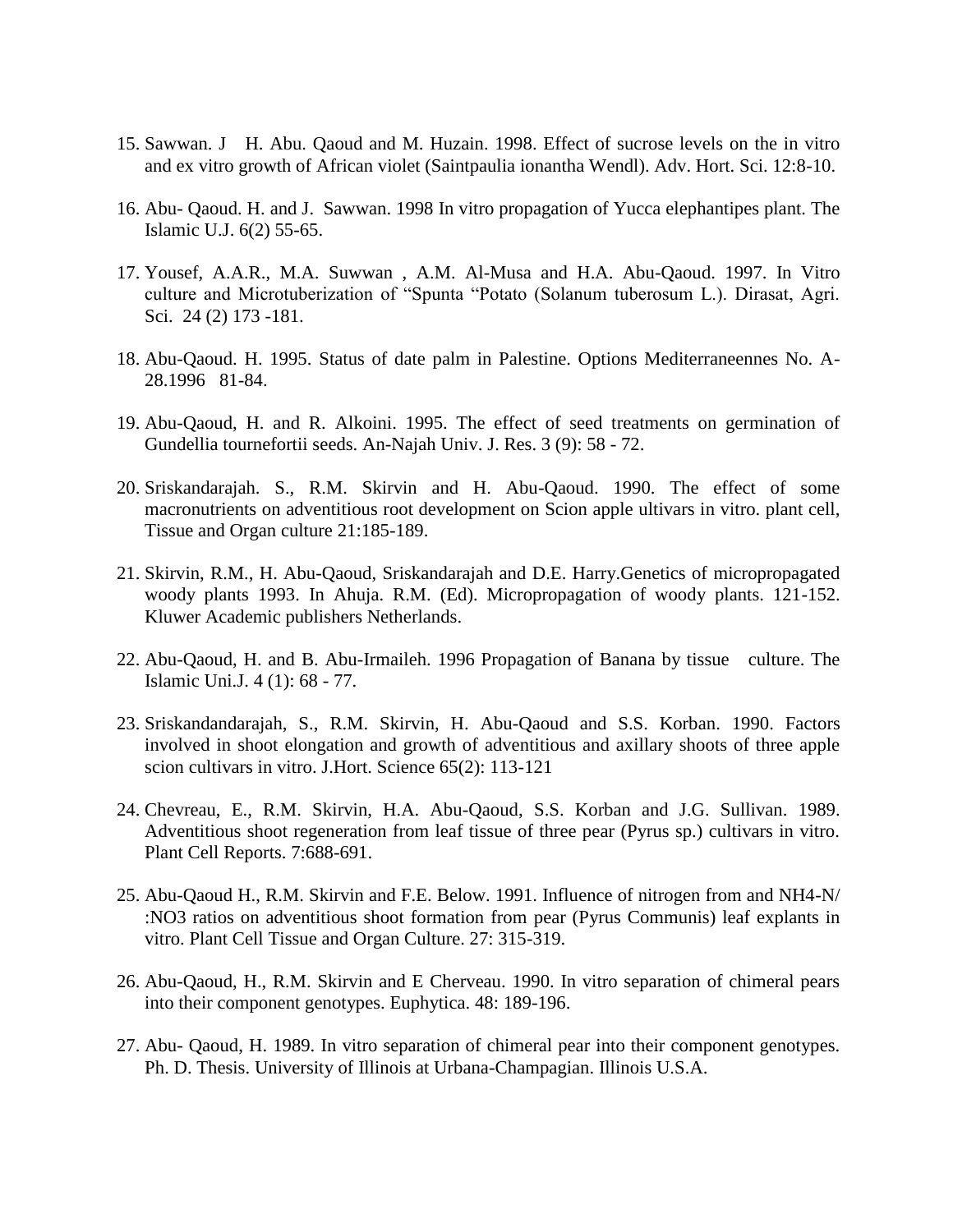15. Sawwan. J  H. Abu. Qaoud and M. Huzain. 1998. Effect of sucrose levels on the in vitro and ex vitro growth of African violet (Saintpaulia ionantha Wendl). Adv. Hort. Sci. 12:8-10.

16. Abu- Qaoud. H. and J. Sawwan. 1998 In vitro propagation of Yucca elephantipes plant. The Islamic U.J. 6(2) 55-65.

17. Yousef, A.A.R., M.A. Suwwan , A.M. Al-Musa and H.A. Abu-Qaoud. 1997. In Vitro culture and Microtuberization of "Spunta "Potato (Solanum tuberosum L.). Dirasat, Agri. Sci. 24 (2) 173 -181.

18. Abu-Qaoud. H. 1995. Status of date palm in Palestine. Options Mediterraneennes No. A-28.1996  81-84.

19. Abu-Qaoud, H. and R. Alkoini. 1995. The effect of seed treatments on germination of Gundellia tournefortii seeds. An-Najah Univ. J. Res. 3 (9): 58 - 72.

20. Sriskandarajah. S., R.M. Skirvin and H. Abu-Qaoud. 1990. The effect of some macronutrients on adventitious root development on Scion apple ultivars in vitro. plant cell, Tissue and Organ culture 21:185-189.

21. Skirvin, R.M., H. Abu-Qaoud, Sriskandarajah and D.E. Harry.Genetics of micropropagated woody plants 1993. In Ahuja. R.M. (Ed). Micropropagation of woody plants. 121-152. Kluwer Academic publishers Netherlands.

22. Abu-Qaoud, H. and B. Abu-Irmaileh. 1996 Propagation of Banana by tissue  culture. The Islamic Uni.J. 4 (1): 68 - 77.

23. Sriskandandarajah, S., R.M. Skirvin, H. Abu-Qaoud and S.S. Korban. 1990. Factors involved in shoot elongation and growth of adventitious and axillary shoots of three apple scion cultivars in vitro. J.Hort. Science 65(2): 113-121

24. Chevreau, E., R.M. Skirvin, H.A. Abu-Qaoud, S.S. Korban and J.G. Sullivan. 1989. Adventitious shoot regeneration from leaf tissue of three pear (Pyrus sp.) cultivars in vitro. Plant Cell Reports. 7:688-691.

25. Abu-Qaoud H., R.M. Skirvin and F.E. Below. 1991. Influence of nitrogen from and NH4-N/ :NO3 ratios on adventitious shoot formation from pear (Pyrus Communis) leaf explants in vitro. Plant Cell Tissue and Organ Culture. 27: 315-319.

26. Abu-Qaoud, H., R.M. Skirvin and E Cherveau. 1990. In vitro separation of chimeral pears into their component genotypes. Euphytica. 48: 189-196.

27. Abu- Qaoud, H. 1989. In vitro separation of chimeral pear into their component genotypes. Ph. D. Thesis. University of Illinois at Urbana-Champagian. Illinois U.S.A.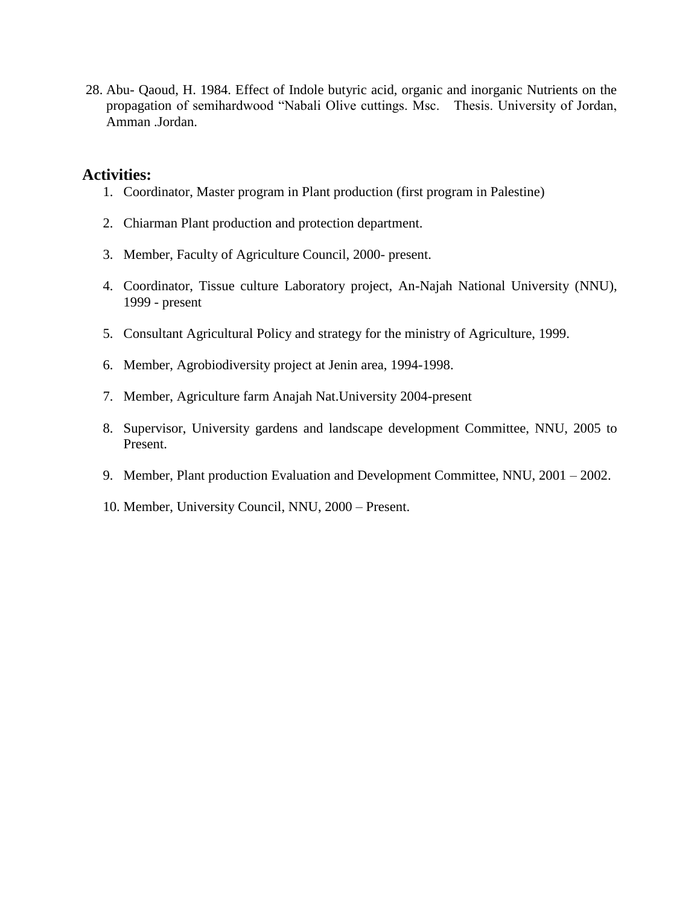28. Abu- Qaoud, H. 1984. Effect of Indole butyric acid, organic and inorganic Nutrients on the propagation of semihardwood "Nabali Olive cuttings. Msc. Thesis. University of Jordan, Amman .Jordan.

## Activities:

1. Coordinator, Master program in Plant production (first program in Palestine)
2. Chiarman Plant production and protection department.
3. Member, Faculty of Agriculture Council, 2000- present.
4. Coordinator, Tissue culture Laboratory project, An-Najah National University (NNU), 1999 - present
5. Consultant Agricultural Policy and strategy for the ministry of Agriculture, 1999.
6. Member, Agrobiodiversity project at Jenin area, 1994-1998.
7. Member, Agriculture farm Anajah Nat.University 2004-present
8. Supervisor, University gardens and landscape development Committee, NNU, 2005 to Present.
9. Member, Plant production Evaluation and Development Committee, NNU, 2001 – 2002.
10. Member, University Council, NNU, 2000 – Present.